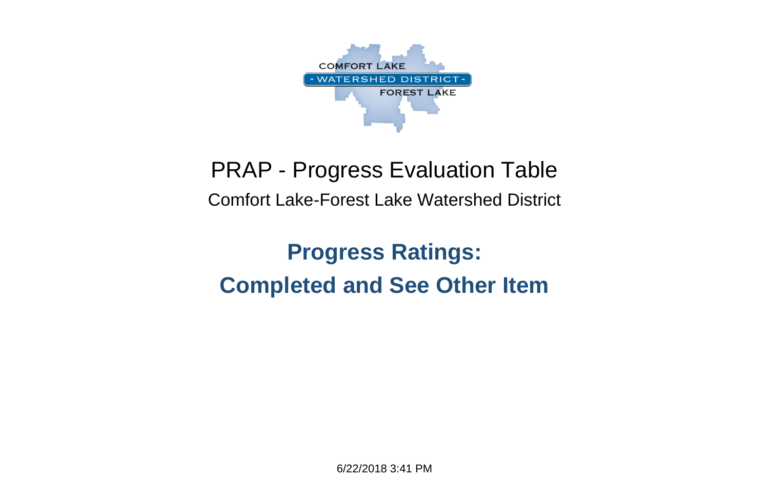# PRAP - Progress Evaluation Table

Comfort Lake-Forest Lake Watershed District

## Progress Ratings:

## Completed and See Other Item

6/22/2018 3:41 PM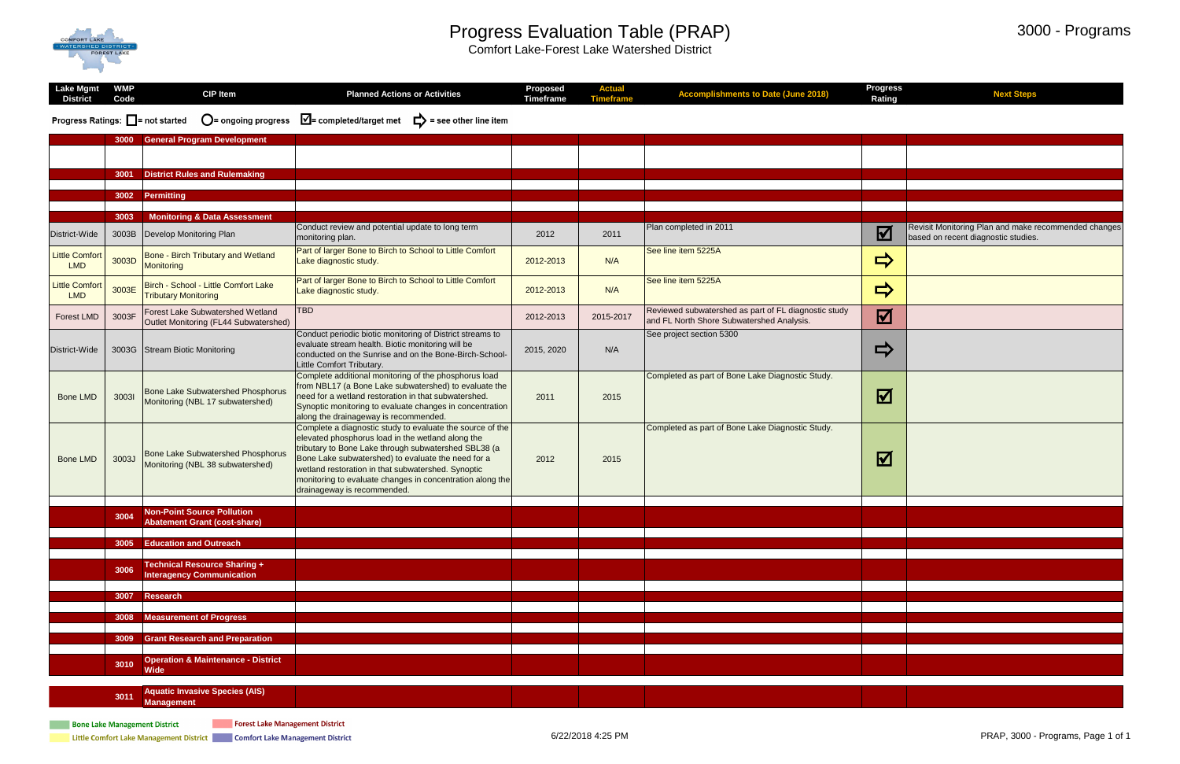# Progress Evaluation Table (PRAP)

Comfort Lake-Forest Lake Watershed District

3000 - Programs

Progress Ratings: ☐ = not started ◯ = ongoing progress ☑ = completed/target met ⇨ = see other line item

| Lake Mgmt District | WMP Code | CIP Item | Planned Actions or Activities | Proposed Timeframe | Actual Timeframe | Accomplishments to Date (June 2018) | Progress Rating | Next Steps |
|---|---|---|---|---|---|---|---|---|
| | 3000 | **General Program Development** | | | | | | |
| | 3001 | **District Rules and Rulemaking** | | | | | | |
| | 3002 | **Permitting** | | | | | | |
| | 3003 | **Monitoring & Data Assessment** | | | | | | |
| District-Wide | 3003B | Develop Monitoring Plan | Conduct review and potential update to long term monitoring plan. | 2012 | 2011 | Plan completed in 2011 | ☑ | Revisit Monitoring Plan and make recommended changes based on recent diagnostic studies. |
| Little Comfort LMD | 3003D | Bone - Birch Tributary and Wetland Monitoring | Part of larger Bone to Birch to School to Little Comfort Lake diagnostic study. | 2012-2013 | N/A | See line item 5225A | ⇨ | |
| Little Comfort LMD | 3003E | Birch - School - Little Comfort Lake Tributary Monitoring | Part of larger Bone to Birch to School to Little Comfort Lake diagnostic study. | 2012-2013 | N/A | See line item 5225A | ⇨ | |
| Forest LMD | 3003F | Forest Lake Subwatershed Wetland Outlet Monitoring (FL44 Subwatershed) | TBD | 2012-2013 | 2015-2017 | Reviewed subwatershed as part of FL diagnostic study and FL North Shore Subwatershed Analysis. | ☑ | |
| District-Wide | 3003G | Stream Biotic Monitoring | Conduct periodic biotic monitoring of District streams to evaluate stream health. Biotic monitoring will be conducted on the Sunrise and on the Bone-Birch-School-Little Comfort Tributary. | 2015, 2020 | N/A | See project section 5300 | ⇨ | |
| Bone LMD | 3003I | Bone Lake Subwatershed Phosphorus Monitoring (NBL 17 subwatershed) | Complete additional monitoring of the phosphorus load from NBL17 (a Bone Lake subwatershed) to evaluate the need for a wetland restoration in that subwatershed. Synoptic monitoring to evaluate changes in concentration along the drainageway is recommended. | 2011 | 2015 | Completed as part of Bone Lake Diagnostic Study. | ☑ | |
| Bone LMD | 3003J | Bone Lake Subwatershed Phosphorus Monitoring (NBL 38 subwatershed) | Complete a diagnostic study to evaluate the source of the elevated phosphorus load in the wetland along the tributary to Bone Lake through subwatershed SBL38 (a Bone Lake subwatershed) to evaluate the need for a wetland restoration in that subwatershed. Synoptic monitoring to evaluate changes in concentration along the drainageway is recommended. | 2012 | 2015 | Completed as part of Bone Lake Diagnostic Study. | ☑ | |
| | 3004 | **Non-Point Source Pollution Abatement Grant (cost-share)** | | | | | | |
| | 3005 | **Education and Outreach** | | | | | | |
| | 3006 | **Technical Resource Sharing + Interagency Communication** | | | | | | |
| | 3007 | **Research** | | | | | | |
| | 3008 | **Measurement of Progress** | | | | | | |
| | 3009 | **Grant Research and Preparation** | | | | | | |
| | 3010 | **Operation & Maintenance - District Wide** | | | | | | |
| | 3011 | **Aquatic Invasive Species (AIS) Management** | | | | | | |

Legend: Bone Lake Management District; Forest Lake Management District; Little Comfort Lake Management District; Comfort Lake Management District

6/22/2018 4:25 PM

PRAP, 3000 - Programs, Page 1 of 1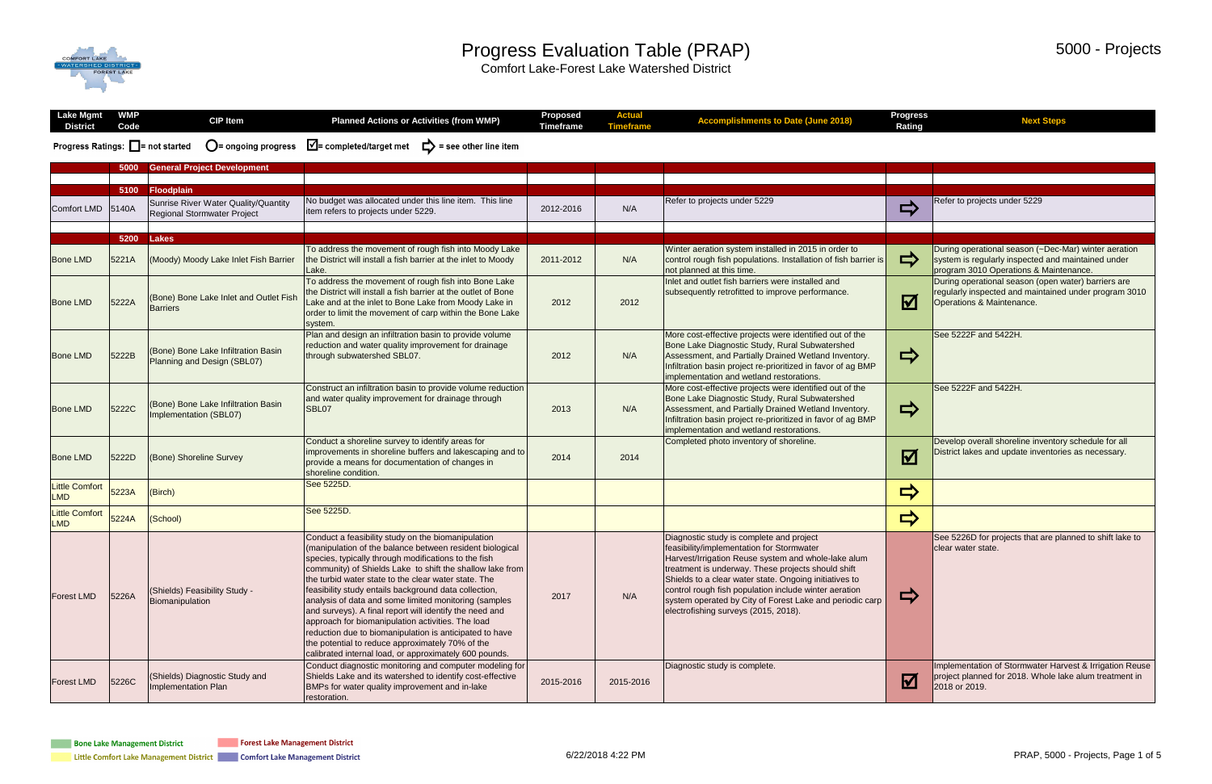# Progress Evaluation Table (PRAP)

Comfort Lake-Forest Lake Watershed District

5000 - Projects

Progress Ratings: ☐ = not started ◯ = ongoing progress ☑ = completed/target met ⇨ = see other line item

| Lake Mgmt District | WMP Code | CIP Item | Planned Actions or Activities (from WMP) | Proposed Timeframe | Actual Timeframe | Accomplishments to Date (June 2018) | Progress Rating | Next Steps |
|---|---|---|---|---|---|---|---|---|
| | 5000 | General Project Development | | | | | | |
| | 5100 | Floodplain | | | | | | |
| Comfort LMD | 5140A | Sunrise River Water Quality/Quantity Regional Stormwater Project | No budget was allocated under this line item. This line item refers to projects under 5229. | 2012-2016 | N/A | Refer to projects under 5229 | ⇨ | Refer to projects under 5229 |
| | 5200 | Lakes | | | | | | |
| Bone LMD | 5221A | (Moody) Moody Lake Inlet Fish Barrier | To address the movement of rough fish into Moody Lake the District will install a fish barrier at the inlet to Moody Lake. | 2011-2012 | N/A | Winter aeration system installed in 2015 in order to control rough fish populations. Installation of fish barrier is not planned at this time. | ⇨ | During operational season (~Dec-Mar) winter aeration system is regularly inspected and maintained under program 3010 Operations & Maintenance. |
| Bone LMD | 5222A | (Bone) Bone Lake Inlet and Outlet Fish Barriers | To address the movement of rough fish into Bone Lake the District will install a fish barrier at the outlet of Bone Lake and at the inlet to Bone Lake from Moody Lake in order to limit the movement of carp within the Bone Lake system. | 2012 | 2012 | Inlet and outlet fish barriers were installed and subsequently retrofitted to improve performance. | ☑ | During operational season (open water) barriers are regularly inspected and maintained under program 3010 Operations & Maintenance. |
| Bone LMD | 5222B | (Bone) Bone Lake Infiltration Basin Planning and Design (SBL07) | Plan and design an infiltration basin to provide volume reduction and water quality improvement for drainage through subwatershed SBL07. | 2012 | N/A | More cost-effective projects were identified out of the Bone Lake Diagnostic Study, Rural Subwatershed Assessment, and Partially Drained Wetland Inventory. Infiltration basin project re-prioritized in favor of ag BMP implementation and wetland restorations. | ⇨ | See 5222F and 5422H. |
| Bone LMD | 5222C | (Bone) Bone Lake Infiltration Basin Implementation (SBL07) | Construct an infiltration basin to provide volume reduction and water quality improvement for drainage through SBL07 | 2013 | N/A | More cost-effective projects were identified out of the Bone Lake Diagnostic Study, Rural Subwatershed Assessment, and Partially Drained Wetland Inventory. Infiltration basin project re-prioritized in favor of ag BMP implementation and wetland restorations. | ⇨ | See 5222F and 5422H. |
| Bone LMD | 5222D | (Bone) Shoreline Survey | Conduct a shoreline survey to identify areas for improvements in shoreline buffers and lakescaping and to provide a means for documentation of changes in shoreline condition. | 2014 | 2014 | Completed photo inventory of shoreline. | ☑ | Develop overall shoreline inventory schedule for all District lakes and update inventories as necessary. |
| Little Comfort LMD | 5223A | (Birch) | See 5225D. | | | | ⇨ | |
| Little Comfort LMD | 5224A | (School) | See 5225D. | | | | ⇨ | |
| Forest LMD | 5226A | (Shields) Feasibility Study - Biomanipulation | Conduct a feasibility study on the biomanipulation (manipulation of the balance between resident biological species, typically through modifications to the fish community) of Shields Lake to shift the shallow lake from the turbid water state to the clear water state. The feasibility study entails background data collection, analysis of data and some limited monitoring (samples and surveys). A final report will identify the need and approach for biomanipulation activities. The load reduction due to biomanipulation is anticipated to have the potential to reduce approximately 70% of the calibrated internal load, or approximately 600 pounds. | 2017 | N/A | Diagnostic study is complete and project feasibility/implementation for Stormwater Harvest/Irrigation Reuse system and whole-lake alum treatment is underway. These projects should shift Shields to a clear water state. Ongoing initiatives to control rough fish population include winter aeration system operated by City of Forest Lake and periodic carp electrofishing surveys (2015, 2018). | ⇨ | See 5226D for projects that are planned to shift lake to clear water state. |
| Forest LMD | 5226C | (Shields) Diagnostic Study and Implementation Plan | Conduct diagnostic monitoring and computer modeling for Shields Lake and its watershed to identify cost-effective BMPs for water quality improvement and in-lake restoration. | 2015-2016 | 2015-2016 | Diagnostic study is complete. | ☑ | Implementation of Stormwater Harvest & Irrigation Reuse project planned for 2018. Whole lake alum treatment in 2018 or 2019. |

Bone Lake Management District | Forest Lake Management District | Little Comfort Lake Management District | Comfort Lake Management District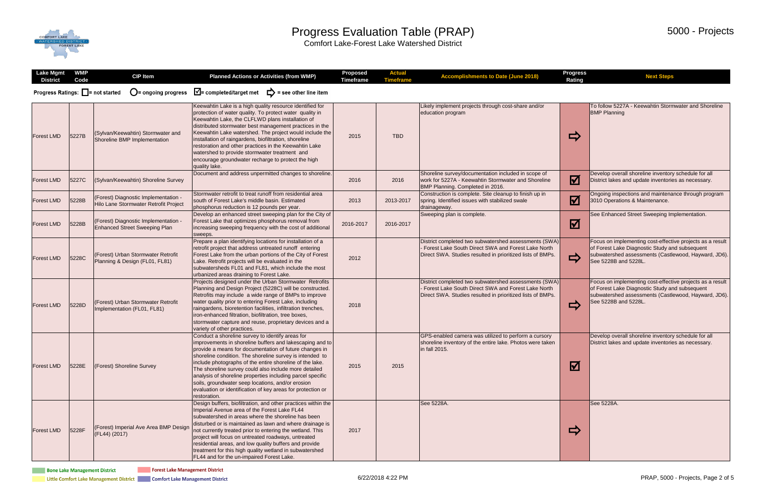# Progress Evaluation Table (PRAP)

Comfort Lake-Forest Lake Watershed District

5000 - Projects

Progress Ratings: ☐= not started ◯= ongoing progress ☑= completed/target met ⇨ = see other line item

| Lake Mgmt District | WMP Code | CIP Item | Planned Actions or Activities (from WMP) | Proposed Timeframe | Actual Timeframe | Accomplishments to Date (June 2018) | Progress Rating | Next Steps |
|---|---|---|---|---|---|---|---|---|
| Forest LMD | 5227B | (Sylvan/Keewahtin) Stormwater and Shoreline BMP Implementation | Keewahtin Lake is a high quality resource identified for protection of water quality. To protect water quality in Keewahtin Lake, the CLFLWD plans installation of distributed stormwater best management practices in the Keewahtin Lake watershed. The project would include the installation of raingardens, biofiltration, shoreline restoration and other practices in the Keewahtin Lake watershed to provide stormwater treatment and encourage groundwater recharge to protect the high quality lake. | 2015 | TBD | Likely implement projects through cost-share and/or education program | ⇨ | To follow 5227A - Keewahtin Stormwater and Shoreline BMP Planning |
| Forest LMD | 5227C | (Sylvan/Keewahtin) Shoreline Survey | Document and address unpermitted changes to shoreline. | 2016 | 2016 | Shoreline survey/documentation included in scope of work for 5227A - Keewahtin Stormwater and Shoreline BMP Planning. Completed in 2016. | ☑ | Develop overall shoreline inventory schedule for all District lakes and update inventories as necessary. |
| Forest LMD | 5228B | (Forest) Diagnostic Implementation - Hilo Lane Stormwater Retrofit Project | Stormwater retrofit to treat runoff from residential area south of Forest Lake's middle basin. Estimated phosphorus reduction is 12 pounds per year. | 2013 | 2013-2017 | Construction is complete. Site cleanup to finish up in spring. Identified issues with stabilized swale drainageway. | ☑ | Ongoing inspections and maintenance through program 3010 Operations & Maintenance. |
| Forest LMD | 5228B | (Forest) Diagnostic Implementation - Enhanced Street Sweeping Plan | Develop an enhanced street sweeping plan for the City of Forest Lake that optimizes phosphorus removal from increasing sweeping frequency with the cost of additional sweeps. | 2016-2017 | 2016-2017 | Sweeping plan is complete. | ☑ | See Enhanced Street Sweeping Implementation. |
| Forest LMD | 5228C | (Forest) Urban Stormwater Retrofit Planning & Design (FL01, FL81) | Prepare a plan identifying locations for installation of a retrofit project that address untreated runoff entering Forest Lake from the urban portions of the City of Forest Lake. Retrofit projects will be evaluated in the subwatersheds FL01 and FL81, which include the most urbanized areas draining to Forest Lake. | 2012 | | District completed two subwatershed assessments (SWA) - Forest Lake South Direct SWA and Forest Lake North Direct SWA. Studies resulted in prioritized lists of BMPs. | ⇨ | Focus on implementing cost-effective projects as a result of Forest Lake Diagnostic Study and subsequent subwatershed assessments (Castlewood, Hayward, JD6). See 5228B and 5228L. |
| Forest LMD | 5228D | (Forest) Urban Stormwater Retrofit Implementation (FL01, FL81) | Projects designed under the Urban Stormwater Retrofits Planning and Design Project (5228C) will be constructed. Retrofits may include a wide range of BMPs to improve water quality prior to entering Forest Lake, including raingardens, bioretention facilities, infiltration trenches, iron-enhanced filtration, biofiltration, tree boxes, stormwater capture and reuse, proprietary devices and a variety of other practices. | 2018 | | District completed two subwatershed assessments (SWA) - Forest Lake South Direct SWA and Forest Lake North Direct SWA. Studies resulted in prioritized lists of BMPs. | ⇨ | Focus on implementing cost-effective projects as a result of Forest Lake Diagnostic Study and subsequent subwatershed assessments (Castlewood, Hayward, JD6). See 5228B and 5228L. |
| Forest LMD | 5228E | (Forest) Shoreline Survey | Conduct a shoreline survey to identify areas for improvements in shoreline buffers and lakescaping and to provide a means for documentation of future changes in shoreline condition. The shoreline survey is intended to include photographs of the entire shoreline of the lake. The shoreline survey could also include more detailed analysis of shoreline properties including parcel specific soils, groundwater seep locations, and/or erosion evaluation or identification of key areas for protection or restoration. | 2015 | 2015 | GPS-enabled camera was utilized to perform a cursory shoreline inventory of the entire lake. Photos were taken in fall 2015. | ☑ | Develop overall shoreline inventory schedule for all District lakes and update inventories as necessary. |
| Forest LMD | 5228F | (Forest) Imperial Ave Area BMP Design (FL44) (2017) | Design buffers, biofiltration, and other practices within the Imperial Avenue area of the Forest Lake FL44 subwatershed in areas where the shoreline has been disturbed or is maintained as lawn and where drainage is not currently treated prior to entering the wetland. This project will focus on untreated roadways, untreated residential areas, and low quality buffers and provide treatment for this high quality wetland in subwatershed FL44 and for the un-impaired Forest Lake. | 2017 | | See 5228A. | ⇨ | See 5228A. |

Bone Lake Management District | Forest Lake Management District | Little Comfort Lake Management District | Comfort Lake Management District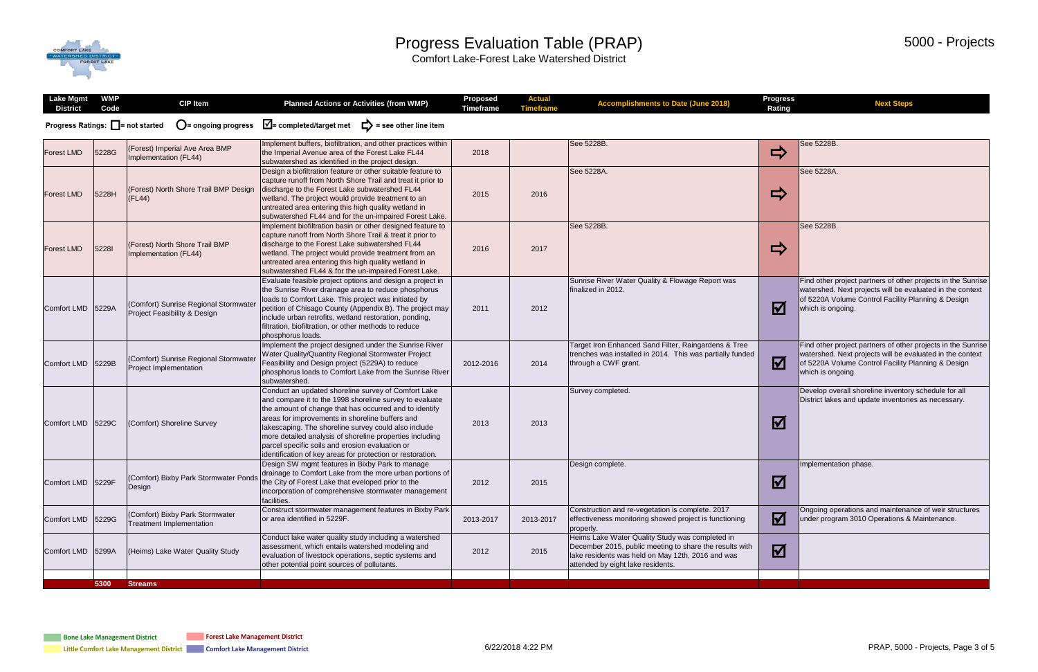# Progress Evaluation Table (PRAP)

Comfort Lake-Forest Lake Watershed District

5000 - Projects

Progress Ratings: ☐ = not started ◯ = ongoing progress ☑ = completed/target met ⇨ = see other line item

| Lake Mgmt District | WMP Code | CIP Item | Planned Actions or Activities (from WMP) | Proposed Timeframe | Actual Timeframe | Accomplishments to Date (June 2018) | Progress Rating | Next Steps |
|---|---|---|---|---|---|---|---|---|
| Forest LMD | 5228G | (Forest) Imperial Ave Area BMP Implementation (FL44) | Implement buffers, biofiltration, and other practices within the Imperial Avenue area of the Forest Lake FL44 subwatershed as identified in the project design. | 2018 | | See 5228B. | ⇨ | See 5228B. |
| Forest LMD | 5228H | (Forest) North Shore Trail BMP Design (FL44) | Design a biofiltration feature or other suitable feature to capture runoff from North Shore Trail and treat it prior to discharge to the Forest Lake subwatershed FL44 wetland. The project would provide treatment to an untreated area entering this high quality wetland in subwatershed FL44 and for the un-impaired Forest Lake. | 2015 | 2016 | See 5228A. | ⇨ | See 5228A. |
| Forest LMD | 5228I | (Forest) North Shore Trail BMP Implementation (FL44) | Implement biofiltration basin or other designed feature to capture runoff from North Shore Trail & treat it prior to discharge to the Forest Lake subwatershed FL44 wetland. The project would provide treatment from an untreated area entering this high quality wetland in subwatershed FL44 & for the un-impaired Forest Lake. | 2016 | 2017 | See 5228B. | ⇨ | See 5228B. |
| Comfort LMD | 5229A | (Comfort) Sunrise Regional Stormwater Project Feasibility & Design | Evaluate feasible project options and design a project in the Sunrise River drainage area to reduce phosphorus loads to Comfort Lake. This project was initiated by petition of Chisago County (Appendix B). The project may include urban retrofits, wetland restoration, ponding, filtration, biofiltration, or other methods to reduce phosphorus loads. | 2011 | 2012 | Sunrise River Water Quality & Flowage Report was finalized in 2012. | ☑ | Find other project partners of other projects in the Sunrise watershed. Next projects will be evaluated in the context of 5220A Volume Control Facility Planning & Design which is ongoing. |
| Comfort LMD | 5229B | (Comfort) Sunrise Regional Stormwater Project Implementation | Implement the project designed under the Sunrise River Water Quality/Quantity Regional Stormwater Project Feasibility and Design project (5229A) to reduce phosphorus loads to Comfort Lake from the Sunrise River subwatershed. | 2012-2016 | 2014 | Target Iron Enhanced Sand Filter, Raingardens & Tree trenches was installed in 2014. This was partially funded through a CWF grant. | ☑ | Find other project partners of other projects in the Sunrise watershed. Next projects will be evaluated in the context of 5220A Volume Control Facility Planning & Design which is ongoing. |
| Comfort LMD | 5229C | (Comfort) Shoreline Survey | Conduct an updated shoreline survey of Comfort Lake and compare it to the 1998 shoreline survey to evaluate the amount of change that has occurred and to identify areas for improvements in shoreline buffers and lakescaping. The shoreline survey could also include more detailed analysis of shoreline properties including parcel specific soils and erosion evaluation or identification of key areas for protection or restoration. | 2013 | 2013 | Survey completed. | ☑ | Develop overall shoreline inventory schedule for all District lakes and update inventories as necessary. |
| Comfort LMD | 5229F | (Comfort) Bixby Park Stormwater Ponds Design | Design SW mgmt features in Bixby Park to manage drainage to Comfort Lake from the more urban portions of the City of Forest Lake that eveloped prior to the incorporation of comprehensive stormwater management facilities. | 2012 | 2015 | Design complete. | ☑ | Implementation phase. |
| Comfort LMD | 5229G | (Comfort) Bixby Park Stormwater Treatment Implementation | Construct stormwater management features in Bixby Park or area identified in 5229F. | 2013-2017 | 2013-2017 | Construction and re-vegetation is complete. 2017 effectiveness monitoring showed project is functioning properly. | ☑ | Ongoing operations and maintenance of weir structures under program 3010 Operations & Maintenance. |
| Comfort LMD | 5299A | (Heims) Lake Water Quality Study | Conduct lake water quality study including a watershed assessment, which entails watershed modeling and evaluation of livestock operations, septic systems and other potential point sources of pollutants. | 2012 | 2015 | Heims Lake Water Quality Study was completed in December 2015, public meeting to share the results with lake residents was held on May 12th, 2016 and was attended by eight lake residents. | ☑ | |
| | | | | | | | | |
| | 5300 | Streams | | | | | | |

Bone Lake Management District | Forest Lake Management District | Little Comfort Lake Management District | Comfort Lake Management District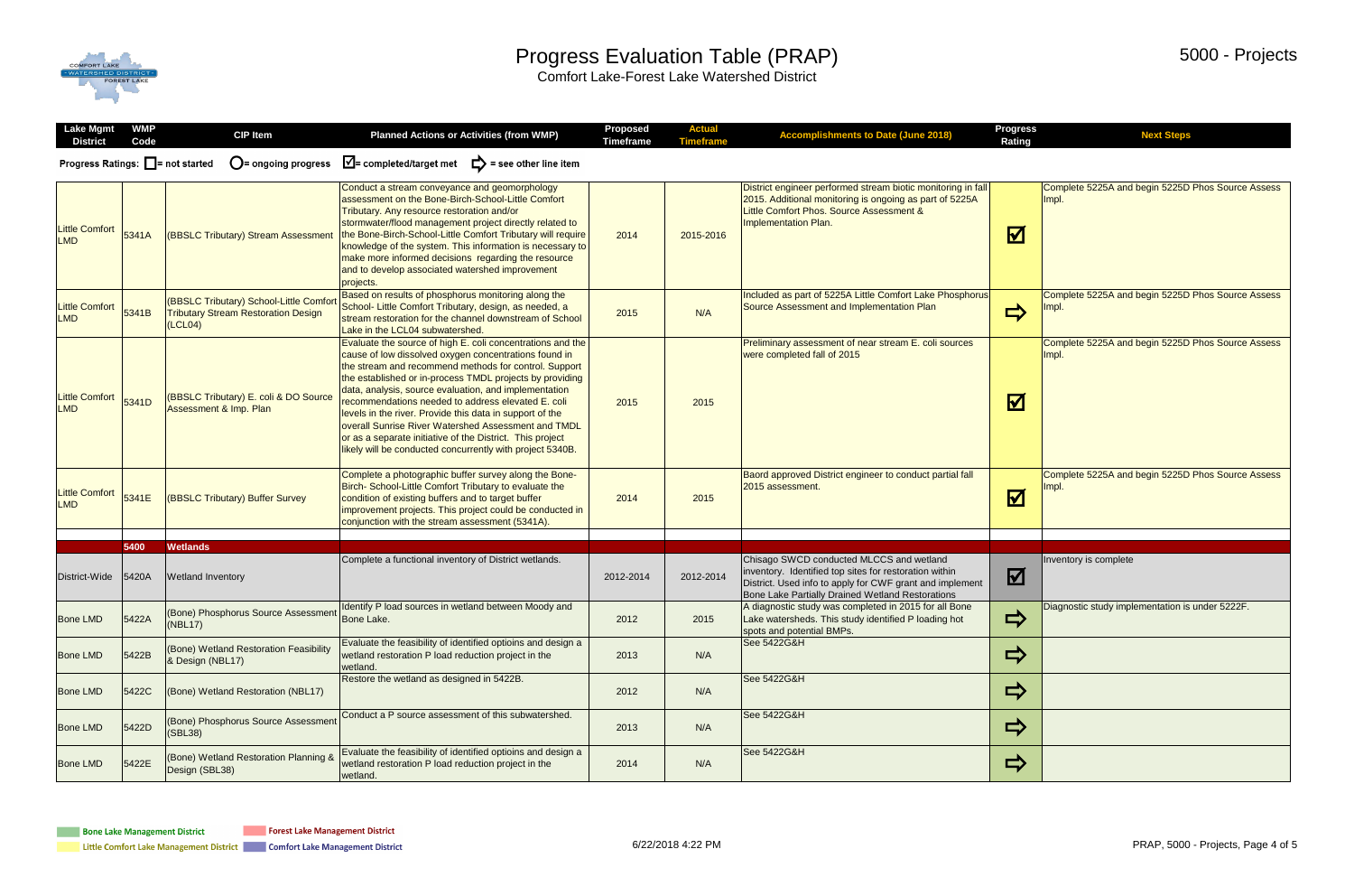# Progress Evaluation Table (PRAP)

Comfort Lake-Forest Lake Watershed District

5000 - Projects

Progress Ratings: ☐ = not started  ○ = ongoing progress  ☑ = completed/target met  ⇨ = see other line item

| Lake Mgmt District | WMP Code | CIP Item | Planned Actions or Activities (from WMP) | Proposed Timeframe | Actual Timeframe | Accomplishments to Date (June 2018) | Progress Rating | Next Steps |
|---|---|---|---|---|---|---|---|---|
| Little Comfort LMD | 5341A | (BBSLC Tributary) Stream Assessment | Conduct a stream conveyance and geomorphology assessment on the Bone-Birch-School-Little Comfort Tributary. Any resource restoration and/or stormwater/flood management project directly related to the Bone-Birch-School-Little Comfort Tributary will require knowledge of the system. This information is necessary to make more informed decisions regarding the resource and to develop associated watershed improvement projects. | 2014 | 2015-2016 | District engineer performed stream biotic monitoring in fall 2015. Additional monitoring is ongoing as part of 5225A Little Comfort Phos. Source Assessment & Implementation Plan. | ☑ | Complete 5225A and begin 5225D Phos Source Assess Impl. |
| Little Comfort LMD | 5341B | (BBSLC Tributary) School-Little Comfort Tributary Stream Restoration Design (LCL04) | Based on results of phosphorus monitoring along the School- Little Comfort Tributary, design, as needed, a stream restoration for the channel downstream of School Lake in the LCL04 subwatershed. | 2015 | N/A | Included as part of 5225A Little Comfort Lake Phosphorus Source Assessment and Implementation Plan | ⇨ | Complete 5225A and begin 5225D Phos Source Assess Impl. |
| Little Comfort LMD | 5341D | (BBSLC Tributary) E. coli & DO Source Assessment & Imp. Plan | Evaluate the source of high E. coli concentrations and the cause of low dissolved oxygen concentrations found in the stream and recommend methods for control. Support the established or in-process TMDL projects by providing data, analysis, source evaluation, and implementation recommendations needed to address elevated E. coli levels in the river. Provide this data in support of the overall Sunrise River Watershed Assessment and TMDL or as a separate initiative of the District. This project likely will be conducted concurrently with project 5340B. | 2015 | 2015 | Preliminary assessment of near stream E. coli sources were completed fall of 2015 | ☑ | Complete 5225A and begin 5225D Phos Source Assess Impl. |
| Little Comfort LMD | 5341E | (BBSLC Tributary) Buffer Survey | Complete a photographic buffer survey along the Bone-Birch- School-Little Comfort Tributary to evaluate the condition of existing buffers and to target buffer improvement projects. This project could be conducted in conjunction with the stream assessment (5341A). | 2014 | 2015 | Baord approved District engineer to conduct partial fall 2015 assessment. | ☑ | Complete 5225A and begin 5225D Phos Source Assess Impl. |
| | **5400** | **Wetlands** | | | | | | |
| District-Wide | 5420A | Wetland Inventory | Complete a functional inventory of District wetlands. | 2012-2014 | 2012-2014 | Chisago SWCD conducted MLCCS and wetland inventory. Identified top sites for restoration within District. Used info to apply for CWF grant and implement Bone Lake Partially Drained Wetland Restorations | ☑ | Inventory is complete |
| Bone LMD | 5422A | (Bone) Phosphorus Source Assessment (NBL17) | Identify P load sources in wetland between Moody and Bone Lake. | 2012 | 2015 | A diagnostic study was completed in 2015 for all Bone Lake watersheds. This study identified P loading hot spots and potential BMPs. | ⇨ | Diagnostic study implementation is under 5222F. |
| Bone LMD | 5422B | (Bone) Wetland Restoration Feasibility & Design (NBL17) | Evaluate the feasibility of identified optioins and design a wetland restoration P load reduction project in the wetland. | 2013 | N/A | See 5422G&H | ⇨ | |
| Bone LMD | 5422C | (Bone) Wetland Restoration (NBL17) | Restore the wetland as designed in 5422B. | 2012 | N/A | See 5422G&H | ⇨ | |
| Bone LMD | 5422D | (Bone) Phosphorus Source Assessment (SBL38) | Conduct a P source assessment of this subwatershed. | 2013 | N/A | See 5422G&H | ⇨ | |
| Bone LMD | 5422E | (Bone) Wetland Restoration Planning & Design (SBL38) | Evaluate the feasibility of identified optioins and design a wetland restoration P load reduction project in the wetland. | 2014 | N/A | See 5422G&H | ⇨ | |

Bone Lake Management District | Forest Lake Management District | Little Comfort Lake Management District | Comfort Lake Management District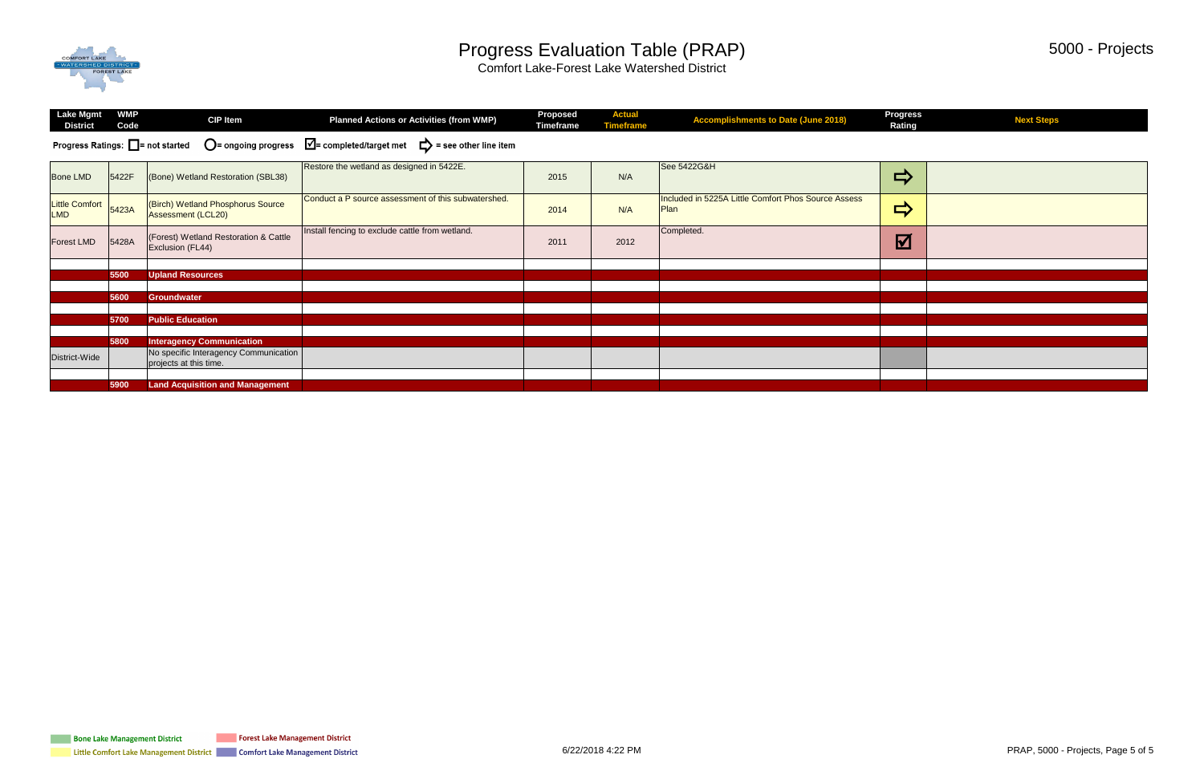# Progress Evaluation Table (PRAP)

Comfort Lake-Forest Lake Watershed District

5000 - Projects

Progress Ratings: ☐ = not started ◯ = ongoing progress ☑ = completed/target met ⇨ = see other line item

| Lake Mgmt District | WMP Code | CIP Item | Planned Actions or Activities (from WMP) | Proposed Timeframe | Actual Timeframe | Accomplishments to Date (June 2018) | Progress Rating | Next Steps |
|---|---|---|---|---|---|---|---|---|
| Bone LMD | 5422F | (Bone) Wetland Restoration (SBL38) | Restore the wetland as designed in 5422E. | 2015 | N/A | See 5422G&H | ⇨ | |
| Little Comfort LMD | 5423A | (Birch) Wetland Phosphorus Source Assessment (LCL20) | Conduct a P source assessment of this subwatershed. | 2014 | N/A | Included in 5225A Little Comfort Phos Source Assess Plan | ⇨ | |
| Forest LMD | 5428A | (Forest) Wetland Restoration & Cattle Exclusion (FL44) | Install fencing to exclude cattle from wetland. | 2011 | 2012 | Completed. | ☑ | |
| | | | | | | | | |
| | 5500 | **Upland Resources** | | | | | | |
| | | | | | | | | |
| | 5600 | **Groundwater** | | | | | | |
| | | | | | | | | |
| | 5700 | **Public Education** | | | | | | |
| | | | | | | | | |
| | 5800 | **Interagency Communication** | | | | | | |
| District-Wide | | No specific Interagency Communication projects at this time. | | | | | | |
| | | | | | | | | |
| | 5900 | **Land Acquisition and Management** | | | | | | |

Bone Lake Management District | Forest Lake Management District | Little Comfort Lake Management District | Comfort Lake Management District

6/22/2018 4:22 PM